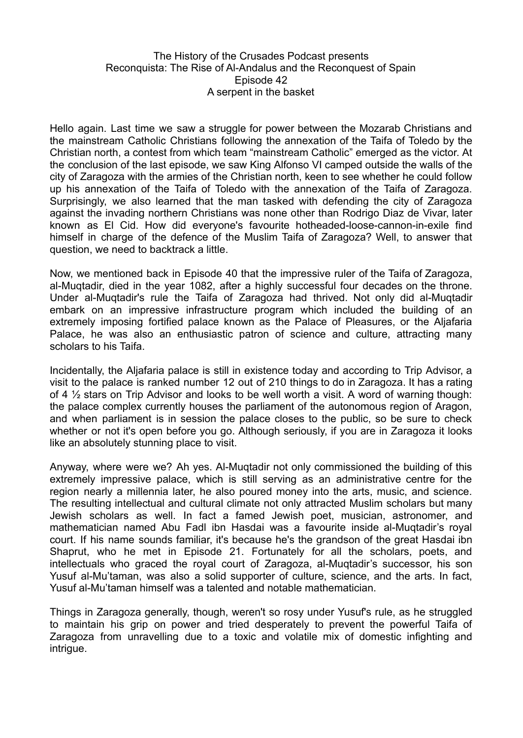The History of the Crusades Podcast presents
Reconquista: The Rise of Al-Andalus and the Reconquest of Spain
Episode 42
A serpent in the basket

Hello again. Last time we saw a struggle for power between the Mozarab Christians and the mainstream Catholic Christians following the annexation of the Taifa of Toledo by the Christian north, a contest from which team "mainstream Catholic" emerged as the victor. At the conclusion of the last episode, we saw King Alfonso VI camped outside the walls of the city of Zaragoza with the armies of the Christian north, keen to see whether he could follow up his annexation of the Taifa of Toledo with the annexation of the Taifa of Zaragoza. Surprisingly, we also learned that the man tasked with defending the city of Zaragoza against the invading northern Christians was none other than Rodrigo Diaz de Vivar, later known as El Cid. How did everyone's favourite hotheaded-loose-cannon-in-exile find himself in charge of the defence of the Muslim Taifa of Zaragoza? Well, to answer that question, we need to backtrack a little.

Now, we mentioned back in Episode 40 that the impressive ruler of the Taifa of Zaragoza, al-Muqtadir, died in the year 1082, after a highly successful four decades on the throne. Under al-Muqtadir's rule the Taifa of Zaragoza had thrived. Not only did al-Muqtadir embark on an impressive infrastructure program which included the building of an extremely imposing fortified palace known as the Palace of Pleasures, or the Aljafaria Palace, he was also an enthusiastic patron of science and culture, attracting many scholars to his Taifa.

Incidentally, the Aljafaria palace is still in existence today and according to Trip Advisor, a visit to the palace is ranked number 12 out of 210 things to do in Zaragoza. It has a rating of 4 ½ stars on Trip Advisor and looks to be well worth a visit. A word of warning though: the palace complex currently houses the parliament of the autonomous region of Aragon, and when parliament is in session the palace closes to the public, so be sure to check whether or not it's open before you go. Although seriously, if you are in Zaragoza it looks like an absolutely stunning place to visit.

Anyway, where were we? Ah yes. Al-Muqtadir not only commissioned the building of this extremely impressive palace, which is still serving as an administrative centre for the region nearly a millennia later, he also poured money into the arts, music, and science. The resulting intellectual and cultural climate not only attracted Muslim scholars but many Jewish scholars as well. In fact a famed Jewish poet, musician, astronomer, and mathematician named Abu Fadl ibn Hasdai was a favourite inside al-Muqtadir's royal court. If his name sounds familiar, it's because he's the grandson of the great Hasdai ibn Shaprut, who he met in Episode 21. Fortunately for all the scholars, poets, and intellectuals who graced the royal court of Zaragoza, al-Muqtadir's successor, his son Yusuf al-Mu'taman, was also a solid supporter of culture, science, and the arts. In fact, Yusuf al-Mu'taman himself was a talented and notable mathematician.

Things in Zaragoza generally, though, weren't so rosy under Yusuf's rule, as he struggled to maintain his grip on power and tried desperately to prevent the powerful Taifa of Zaragoza from unravelling due to a toxic and volatile mix of domestic infighting and intrigue.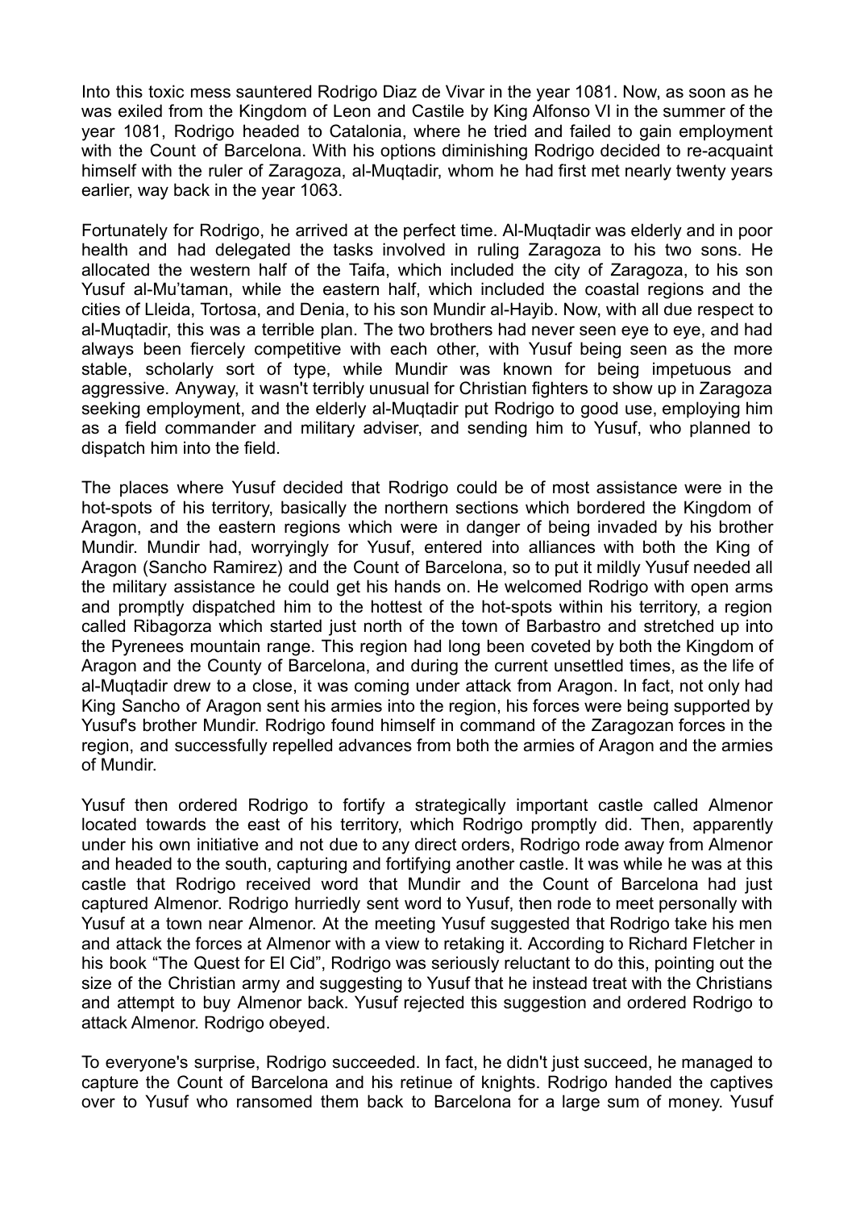Into this toxic mess sauntered Rodrigo Diaz de Vivar in the year 1081. Now, as soon as he was exiled from the Kingdom of Leon and Castile by King Alfonso VI in the summer of the year 1081, Rodrigo headed to Catalonia, where he tried and failed to gain employment with the Count of Barcelona. With his options diminishing Rodrigo decided to re-acquaint himself with the ruler of Zaragoza, al-Muqtadir, whom he had first met nearly twenty years earlier, way back in the year 1063.

Fortunately for Rodrigo, he arrived at the perfect time. Al-Muqtadir was elderly and in poor health and had delegated the tasks involved in ruling Zaragoza to his two sons. He allocated the western half of the Taifa, which included the city of Zaragoza, to his son Yusuf al-Mu'taman, while the eastern half, which included the coastal regions and the cities of Lleida, Tortosa, and Denia, to his son Mundir al-Hayib. Now, with all due respect to al-Muqtadir, this was a terrible plan. The two brothers had never seen eye to eye, and had always been fiercely competitive with each other, with Yusuf being seen as the more stable, scholarly sort of type, while Mundir was known for being impetuous and aggressive. Anyway, it wasn't terribly unusual for Christian fighters to show up in Zaragoza seeking employment, and the elderly al-Muqtadir put Rodrigo to good use, employing him as a field commander and military adviser, and sending him to Yusuf, who planned to dispatch him into the field.

The places where Yusuf decided that Rodrigo could be of most assistance were in the hot-spots of his territory, basically the northern sections which bordered the Kingdom of Aragon, and the eastern regions which were in danger of being invaded by his brother Mundir. Mundir had, worryingly for Yusuf, entered into alliances with both the King of Aragon (Sancho Ramirez) and the Count of Barcelona, so to put it mildly Yusuf needed all the military assistance he could get his hands on. He welcomed Rodrigo with open arms and promptly dispatched him to the hottest of the hot-spots within his territory, a region called Ribagorza which started just north of the town of Barbastro and stretched up into the Pyrenees mountain range. This region had long been coveted by both the Kingdom of Aragon and the County of Barcelona, and during the current unsettled times, as the life of al-Muqtadir drew to a close, it was coming under attack from Aragon. In fact, not only had King Sancho of Aragon sent his armies into the region, his forces were being supported by Yusuf's brother Mundir. Rodrigo found himself in command of the Zaragozan forces in the region, and successfully repelled advances from both the armies of Aragon and the armies of Mundir.

Yusuf then ordered Rodrigo to fortify a strategically important castle called Almenor located towards the east of his territory, which Rodrigo promptly did. Then, apparently under his own initiative and not due to any direct orders, Rodrigo rode away from Almenor and headed to the south, capturing and fortifying another castle. It was while he was at this castle that Rodrigo received word that Mundir and the Count of Barcelona had just captured Almenor. Rodrigo hurriedly sent word to Yusuf, then rode to meet personally with Yusuf at a town near Almenor. At the meeting Yusuf suggested that Rodrigo take his men and attack the forces at Almenor with a view to retaking it. According to Richard Fletcher in his book "The Quest for El Cid", Rodrigo was seriously reluctant to do this, pointing out the size of the Christian army and suggesting to Yusuf that he instead treat with the Christians and attempt to buy Almenor back. Yusuf rejected this suggestion and ordered Rodrigo to attack Almenor. Rodrigo obeyed.

To everyone's surprise, Rodrigo succeeded. In fact, he didn't just succeed, he managed to capture the Count of Barcelona and his retinue of knights. Rodrigo handed the captives over to Yusuf who ransomed them back to Barcelona for a large sum of money. Yusuf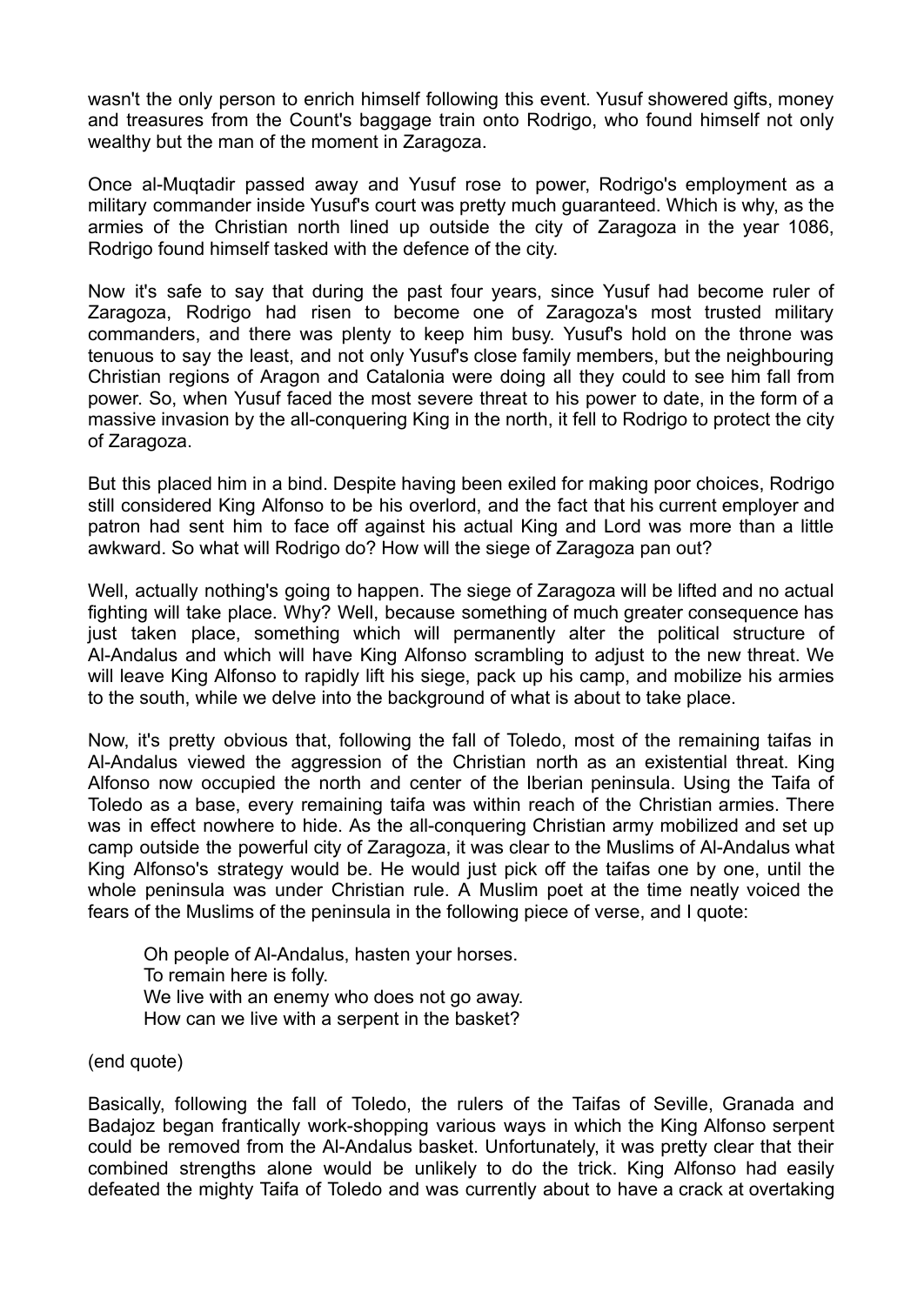wasn't the only person to enrich himself following this event. Yusuf showered gifts, money and treasures from the Count's baggage train onto Rodrigo, who found himself not only wealthy but the man of the moment in Zaragoza.

Once al-Muqtadir passed away and Yusuf rose to power, Rodrigo's employment as a military commander inside Yusuf's court was pretty much guaranteed. Which is why, as the armies of the Christian north lined up outside the city of Zaragoza in the year 1086, Rodrigo found himself tasked with the defence of the city.

Now it's safe to say that during the past four years, since Yusuf had become ruler of Zaragoza, Rodrigo had risen to become one of Zaragoza's most trusted military commanders, and there was plenty to keep him busy. Yusuf's hold on the throne was tenuous to say the least, and not only Yusuf's close family members, but the neighbouring Christian regions of Aragon and Catalonia were doing all they could to see him fall from power. So, when Yusuf faced the most severe threat to his power to date, in the form of a massive invasion by the all-conquering King in the north, it fell to Rodrigo to protect the city of Zaragoza.

But this placed him in a bind. Despite having been exiled for making poor choices, Rodrigo still considered King Alfonso to be his overlord, and the fact that his current employer and patron had sent him to face off against his actual King and Lord was more than a little awkward. So what will Rodrigo do? How will the siege of Zaragoza pan out?

Well, actually nothing's going to happen. The siege of Zaragoza will be lifted and no actual fighting will take place. Why? Well, because something of much greater consequence has just taken place, something which will permanently alter the political structure of Al-Andalus and which will have King Alfonso scrambling to adjust to the new threat. We will leave King Alfonso to rapidly lift his siege, pack up his camp, and mobilize his armies to the south, while we delve into the background of what is about to take place.

Now, it's pretty obvious that, following the fall of Toledo, most of the remaining taifas in Al-Andalus viewed the aggression of the Christian north as an existential threat. King Alfonso now occupied the north and center of the Iberian peninsula. Using the Taifa of Toledo as a base, every remaining taifa was within reach of the Christian armies. There was in effect nowhere to hide. As the all-conquering Christian army mobilized and set up camp outside the powerful city of Zaragoza, it was clear to the Muslims of Al-Andalus what King Alfonso's strategy would be. He would just pick off the taifas one by one, until the whole peninsula was under Christian rule. A Muslim poet at the time neatly voiced the fears of the Muslims of the peninsula in the following piece of verse, and I quote:

> Oh people of Al-Andalus, hasten your horses.
> To remain here is folly.
> We live with an enemy who does not go away.
> How can we live with a serpent in the basket?

(end quote)

Basically, following the fall of Toledo, the rulers of the Taifas of Seville, Granada and Badajoz began frantically work-shopping various ways in which the King Alfonso serpent could be removed from the Al-Andalus basket. Unfortunately, it was pretty clear that their combined strengths alone would be unlikely to do the trick. King Alfonso had easily defeated the mighty Taifa of Toledo and was currently about to have a crack at overtaking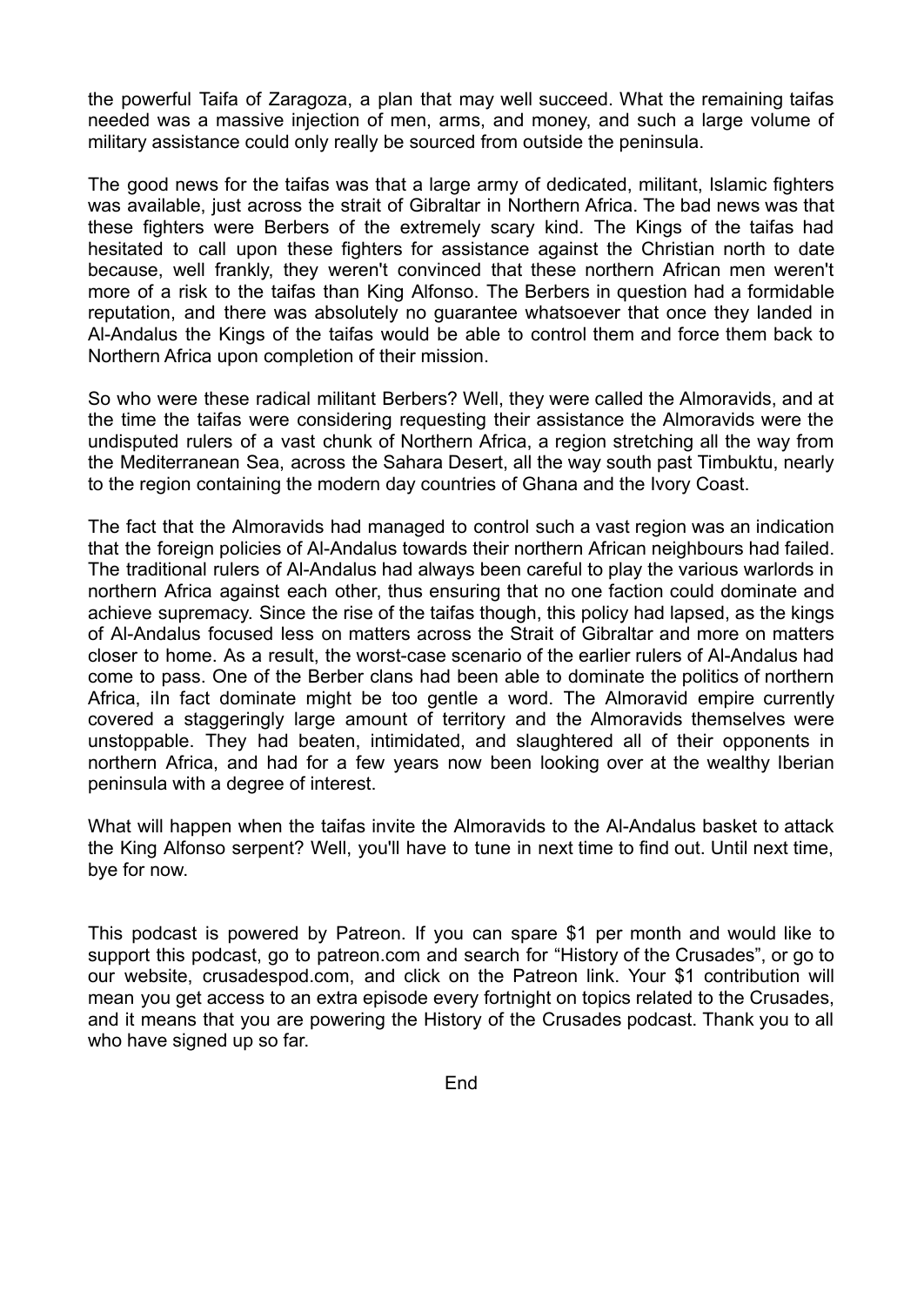the powerful Taifa of Zaragoza, a plan that may well succeed. What the remaining taifas needed was a massive injection of men, arms, and money, and such a large volume of military assistance could only really be sourced from outside the peninsula.

The good news for the taifas was that a large army of dedicated, militant, Islamic fighters was available, just across the strait of Gibraltar in Northern Africa. The bad news was that these fighters were Berbers of the extremely scary kind. The Kings of the taifas had hesitated to call upon these fighters for assistance against the Christian north to date because, well frankly, they weren't convinced that these northern African men weren't more of a risk to the taifas than King Alfonso. The Berbers in question had a formidable reputation, and there was absolutely no guarantee whatsoever that once they landed in Al-Andalus the Kings of the taifas would be able to control them and force them back to Northern Africa upon completion of their mission.

So who were these radical militant Berbers? Well, they were called the Almoravids, and at the time the taifas were considering requesting their assistance the Almoravids were the undisputed rulers of a vast chunk of Northern Africa, a region stretching all the way from the Mediterranean Sea, across the Sahara Desert, all the way south past Timbuktu, nearly to the region containing the modern day countries of Ghana and the Ivory Coast.

The fact that the Almoravids had managed to control such a vast region was an indication that the foreign policies of Al-Andalus towards their northern African neighbours had failed. The traditional rulers of Al-Andalus had always been careful to play the various warlords in northern Africa against each other, thus ensuring that no one faction could dominate and achieve supremacy. Since the rise of the taifas though, this policy had lapsed, as the kings of Al-Andalus focused less on matters across the Strait of Gibraltar and more on matters closer to home. As a result, the worst-case scenario of the earlier rulers of Al-Andalus had come to pass. One of the Berber clans had been able to dominate the politics of northern Africa, iIn fact dominate might be too gentle a word. The Almoravid empire currently covered a staggeringly large amount of territory and the Almoravids themselves were unstoppable. They had beaten, intimidated, and slaughtered all of their opponents in northern Africa, and had for a few years now been looking over at the wealthy Iberian peninsula with a degree of interest.

What will happen when the taifas invite the Almoravids to the Al-Andalus basket to attack the King Alfonso serpent? Well, you'll have to tune in next time to find out. Until next time, bye for now.

This podcast is powered by Patreon. If you can spare $1 per month and would like to support this podcast, go to patreon.com and search for "History of the Crusades", or go to our website, crusadespod.com, and click on the Patreon link. Your $1 contribution will mean you get access to an extra episode every fortnight on topics related to the Crusades, and it means that you are powering the History of the Crusades podcast. Thank you to all who have signed up so far.

End